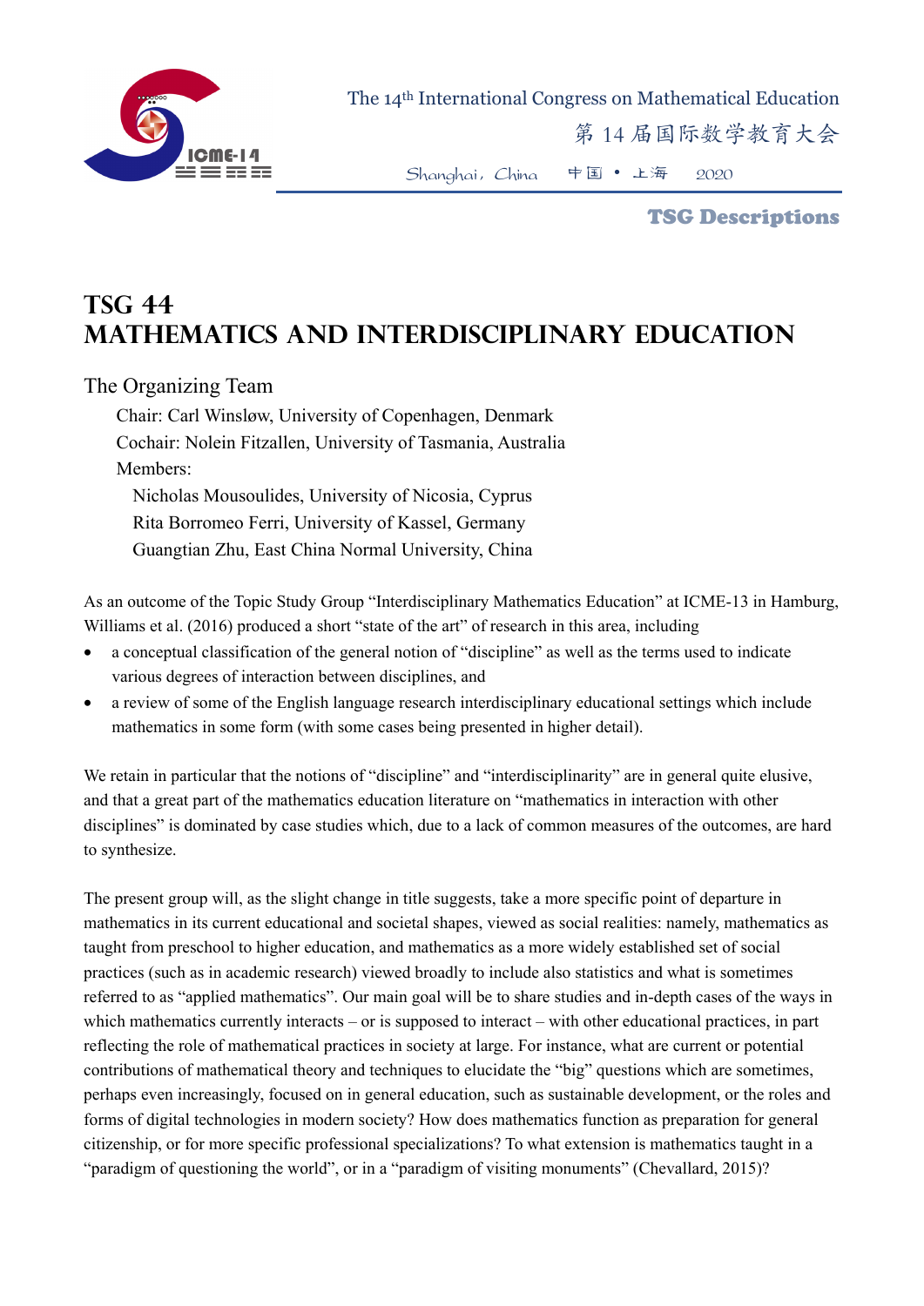# TSG 44
# Mathematics and Interdisciplinary Education

## The Organizing Team

Chair: Carl Winsløw, University of Copenhagen, Denmark

Cochair: Nolein Fitzallen, University of Tasmania, Australia

Members:

Nicholas Mousoulides, University of Nicosia, Cyprus

Rita Borromeo Ferri, University of Kassel, Germany

Guangtian Zhu, East China Normal University, China

As an outcome of the Topic Study Group "Interdisciplinary Mathematics Education" at ICME-13 in Hamburg, Williams et al. (2016) produced a short "state of the art" of research in this area, including

- a conceptual classification of the general notion of "discipline" as well as the terms used to indicate various degrees of interaction between disciplines, and
- a review of some of the English language research interdisciplinary educational settings which include mathematics in some form (with some cases being presented in higher detail).

We retain in particular that the notions of "discipline" and "interdisciplinarity" are in general quite elusive, and that a great part of the mathematics education literature on "mathematics in interaction with other disciplines" is dominated by case studies which, due to a lack of common measures of the outcomes, are hard to synthesize.

The present group will, as the slight change in title suggests, take a more specific point of departure in mathematics in its current educational and societal shapes, viewed as social realities: namely, mathematics as taught from preschool to higher education, and mathematics as a more widely established set of social practices (such as in academic research) viewed broadly to include also statistics and what is sometimes referred to as "applied mathematics". Our main goal will be to share studies and in-depth cases of the ways in which mathematics currently interacts – or is supposed to interact – with other educational practices, in part reflecting the role of mathematical practices in society at large. For instance, what are current or potential contributions of mathematical theory and techniques to elucidate the "big" questions which are sometimes, perhaps even increasingly, focused on in general education, such as sustainable development, or the roles and forms of digital technologies in modern society? How does mathematics function as preparation for general citizenship, or for more specific professional specializations? To what extension is mathematics taught in a "paradigm of questioning the world", or in a "paradigm of visiting monuments" (Chevallard, 2015)?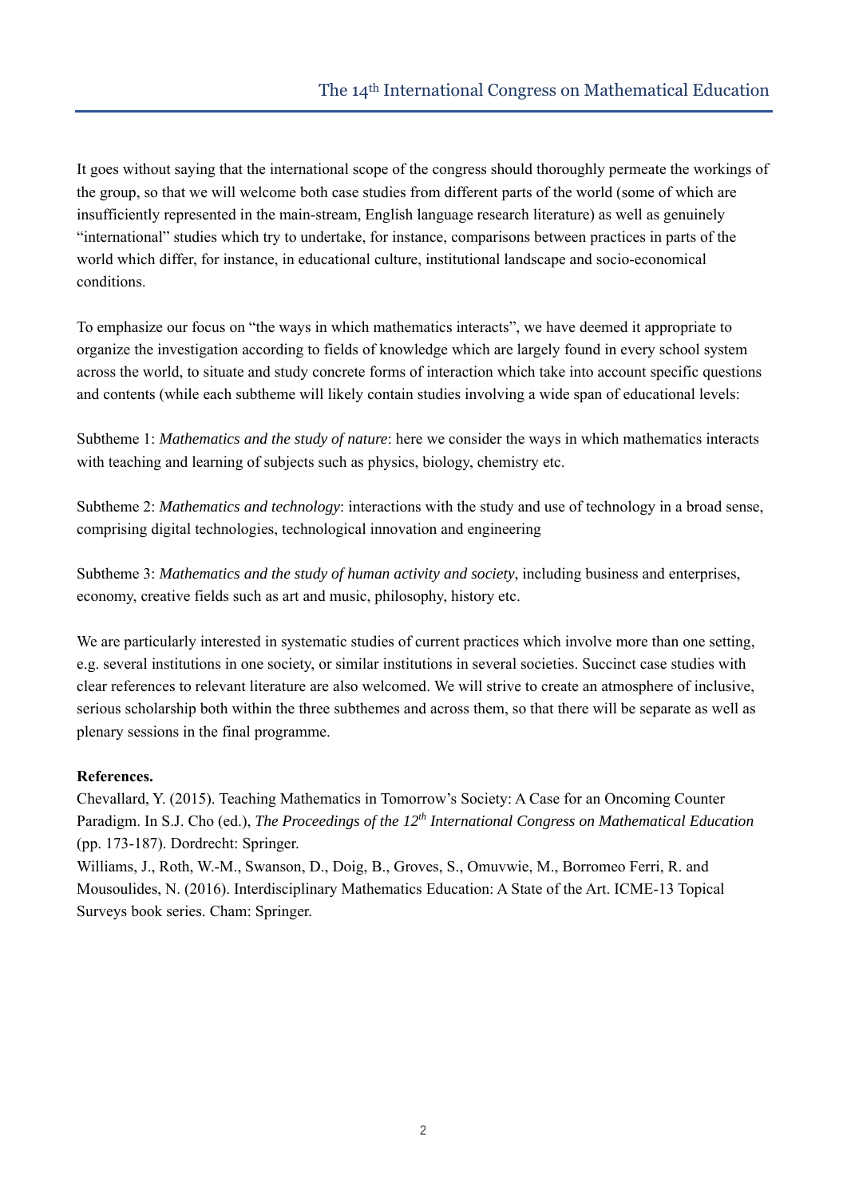It goes without saying that the international scope of the congress should thoroughly permeate the workings of the group, so that we will welcome both case studies from different parts of the world (some of which are insufficiently represented in the main-stream, English language research literature) as well as genuinely "international" studies which try to undertake, for instance, comparisons between practices in parts of the world which differ, for instance, in educational culture, institutional landscape and socio-economical conditions.

To emphasize our focus on "the ways in which mathematics interacts", we have deemed it appropriate to organize the investigation according to fields of knowledge which are largely found in every school system across the world, to situate and study concrete forms of interaction which take into account specific questions and contents (while each subtheme will likely contain studies involving a wide span of educational levels:

Subtheme 1: *Mathematics and the study of nature*: here we consider the ways in which mathematics interacts with teaching and learning of subjects such as physics, biology, chemistry etc.

Subtheme 2: *Mathematics and technology*: interactions with the study and use of technology in a broad sense, comprising digital technologies, technological innovation and engineering

Subtheme 3: *Mathematics and the study of human activity and society*, including business and enterprises, economy, creative fields such as art and music, philosophy, history etc.

We are particularly interested in systematic studies of current practices which involve more than one setting, e.g. several institutions in one society, or similar institutions in several societies. Succinct case studies with clear references to relevant literature are also welcomed. We will strive to create an atmosphere of inclusive, serious scholarship both within the three subthemes and across them, so that there will be separate as well as plenary sessions in the final programme.

**References.**

Chevallard, Y. (2015). Teaching Mathematics in Tomorrow's Society: A Case for an Oncoming Counter Paradigm. In S.J. Cho (ed.), *The Proceedings of the 12th International Congress on Mathematical Education* (pp. 173-187). Dordrecht: Springer.

Williams, J., Roth, W.-M., Swanson, D., Doig, B., Groves, S., Omuvwie, M., Borromeo Ferri, R. and Mousoulides, N. (2016). Interdisciplinary Mathematics Education: A State of the Art. ICME-13 Topical Surveys book series. Cham: Springer.